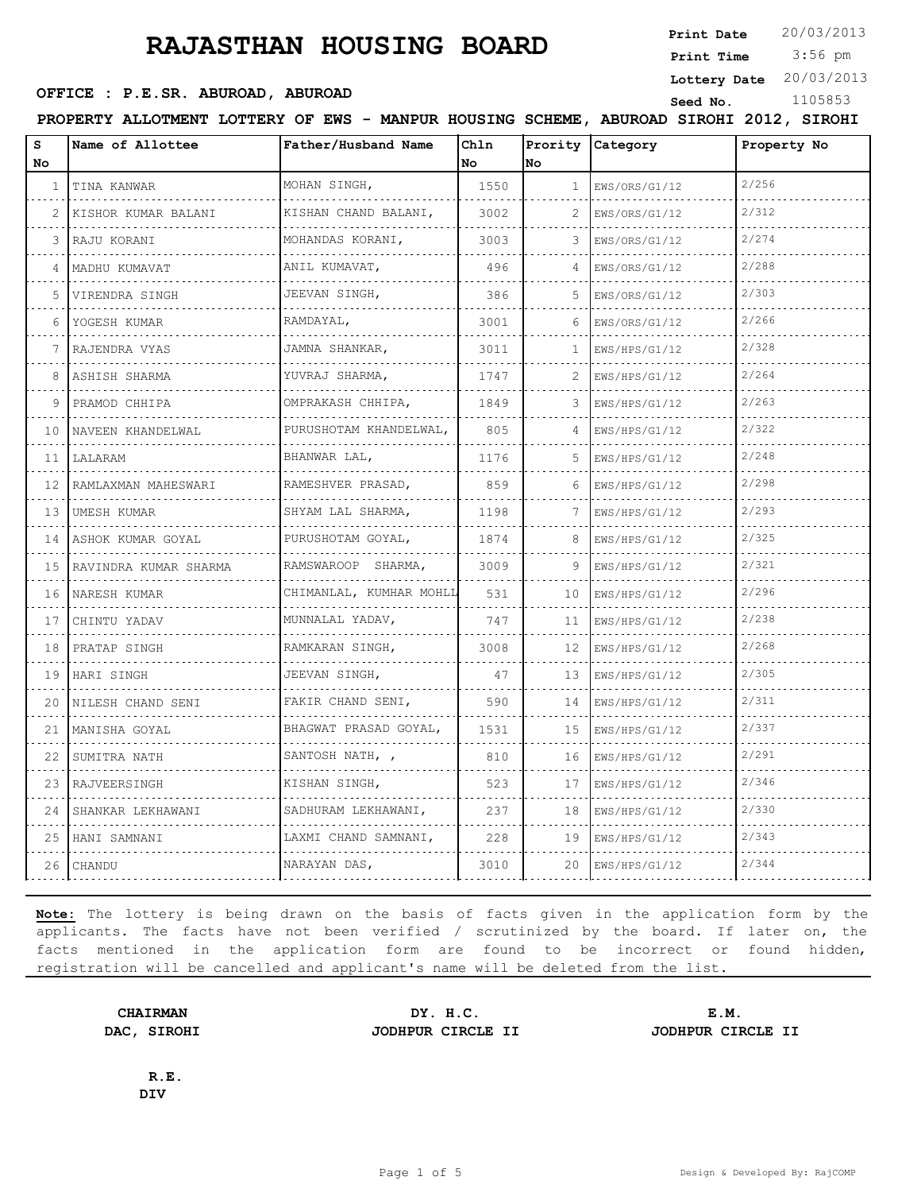# RAJASTHAN HOUSING BOARD

**Print Date** 20/03/2013
**Print Time** 3:56 pm
**Lottery Date** 20/03/2013
**Seed No.** 1105853

**OFFICE : P.E.SR. ABUROAD, ABUROAD**

**PROPERTY ALLOTMENT LOTTERY OF EWS - MANPUR HOUSING SCHEME, ABUROAD SIROHI 2012, SIROHI**

| S No | Name of Allottee | Father/Husband Name | Chln No | Prority No | Category | Property No |
|---|---|---|---|---|---|---|
| 1 | TINA KANWAR | MOHAN SINGH, | 1550 | 1 | EWS/ORS/G1/12 | 2/256 |
| 2 | KISHOR KUMAR BALANI | KISHAN CHAND BALANI, | 3002 | 2 | EWS/ORS/G1/12 | 2/312 |
| 3 | RAJU KORANI | MOHANDAS KORANI, | 3003 | 3 | EWS/ORS/G1/12 | 2/274 |
| 4 | MADHU KUMAVAT | ANIL KUMAVAT, | 496 | 4 | EWS/ORS/G1/12 | 2/288 |
| 5 | VIRENDRA SINGH | JEEVAN SINGH, | 386 | 5 | EWS/ORS/G1/12 | 2/303 |
| 6 | YOGESH KUMAR | RAMDAYAL, | 3001 | 6 | EWS/ORS/G1/12 | 2/266 |
| 7 | RAJENDRA VYAS | JAMNA SHANKAR, | 3011 | 1 | EWS/HPS/G1/12 | 2/328 |
| 8 | ASHISH SHARMA | YUVRAJ SHARMA, | 1747 | 2 | EWS/HPS/G1/12 | 2/264 |
| 9 | PRAMOD CHHIPA | OMPRAKASH CHHIPA, | 1849 | 3 | EWS/HPS/G1/12 | 2/263 |
| 10 | NAVEEN KHANDELWAL | PURUSHOTAM KHANDELWAL, | 805 | 4 | EWS/HPS/G1/12 | 2/322 |
| 11 | LALARAM | BHANWAR LAL, | 1176 | 5 | EWS/HPS/G1/12 | 2/248 |
| 12 | RAMLAXMAN MAHESWARI | RAMESHVER PRASAD, | 859 | 6 | EWS/HPS/G1/12 | 2/298 |
| 13 | UMESH KUMAR | SHYAM LAL SHARMA, | 1198 | 7 | EWS/HPS/G1/12 | 2/293 |
| 14 | ASHOK KUMAR GOYAL | PURUSHOTAM GOYAL, | 1874 | 8 | EWS/HPS/G1/12 | 2/325 |
| 15 | RAVINDRA KUMAR SHARMA | RAMSWAROOP SHARMA, | 3009 | 9 | EWS/HPS/G1/12 | 2/321 |
| 16 | NARESH KUMAR | CHIMANLAL, KUMHAR MOHLL | 531 | 10 | EWS/HPS/G1/12 | 2/296 |
| 17 | CHINTU YADAV | MUNNALAL YADAV, | 747 | 11 | EWS/HPS/G1/12 | 2/238 |
| 18 | PRATAP SINGH | RAMKARAN SINGH, | 3008 | 12 | EWS/HPS/G1/12 | 2/268 |
| 19 | HARI SINGH | JEEVAN SINGH, | 47 | 13 | EWS/HPS/G1/12 | 2/305 |
| 20 | NILESH CHAND SENI | FAKIR CHAND SENI, | 590 | 14 | EWS/HPS/G1/12 | 2/311 |
| 21 | MANISHA GOYAL | BHAGWAT PRASAD GOYAL, | 1531 | 15 | EWS/HPS/G1/12 | 2/337 |
| 22 | SUMITRA NATH | SANTOSH NATH, , | 810 | 16 | EWS/HPS/G1/12 | 2/291 |
| 23 | RAJVEERSINGH | KISHAN SINGH, | 523 | 17 | EWS/HPS/G1/12 | 2/346 |
| 24 | SHANKAR LEKHAWANI | SADHURAM LEKHAWANI, | 237 | 18 | EWS/HPS/G1/12 | 2/330 |
| 25 | HANI SAMNANI | LAXMI CHAND SAMNANI, | 228 | 19 | EWS/HPS/G1/12 | 2/343 |
| 26 | CHANDU | NARAYAN DAS, | 3010 | 20 | EWS/HPS/G1/12 | 2/344 |

**Note:** The lottery is being drawn on the basis of facts given in the application form by the applicants. The facts have not been verified / scrutinized by the board. If later on, the facts mentioned in the application form are found to be incorrect or found hidden, registration will be cancelled and applicant's name will be deleted from the list.

**CHAIRMAN**
**DAC, SIROHI**

**DY. H.C.**
**JODHPUR CIRCLE II**

**E.M.**
**JODHPUR CIRCLE II**

**R.E.**
**DIV**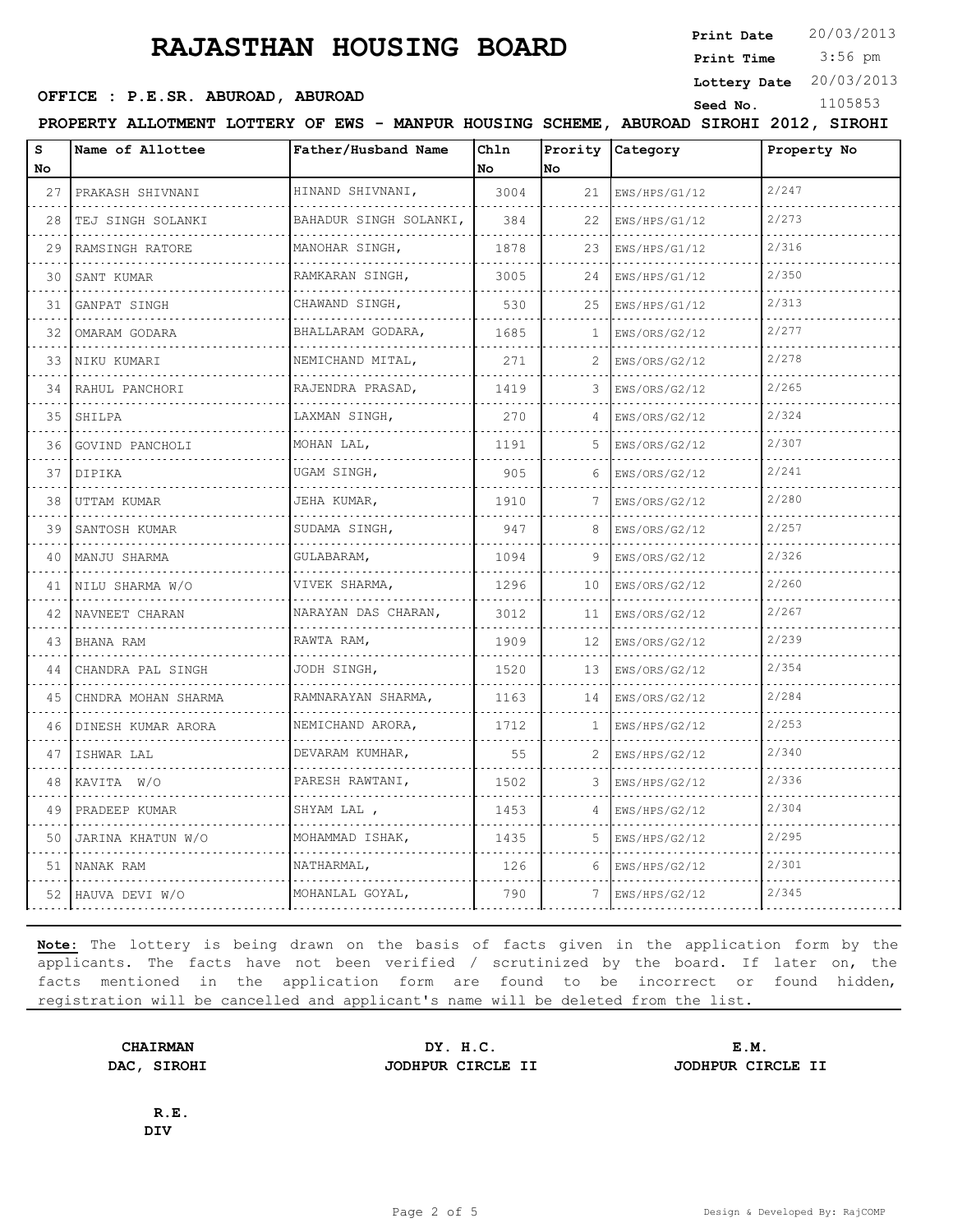# RAJASTHAN HOUSING BOARD

**Print Date** 20/03/2013
**Print Time** 3:56 pm
**Lottery Date** 20/03/2013
**Seed No.** 1105853

**OFFICE : P.E.SR. ABUROAD, ABUROAD**

**PROPERTY ALLOTMENT LOTTERY OF EWS - MANPUR HOUSING SCHEME, ABUROAD SIROHI 2012, SIROHI**

| S No | Name of Allottee | Father/Husband Name | Chln No | Prority No | Category | Property No |
|---|---|---|---|---|---|---|
| 27 | PRAKASH SHIVNANI | HINAND SHIVNANI, | 3004 | 21 | EWS/HPS/G1/12 | 2/247 |
| 28 | TEJ SINGH SOLANKI | BAHADUR SINGH SOLANKI, | 384 | 22 | EWS/HPS/G1/12 | 2/273 |
| 29 | RAMSINGH RATORE | MANOHAR SINGH, | 1878 | 23 | EWS/HPS/G1/12 | 2/316 |
| 30 | SANT KUMAR | RAMKARAN SINGH, | 3005 | 24 | EWS/HPS/G1/12 | 2/350 |
| 31 | GANPAT SINGH | CHAWAND SINGH, | 530 | 25 | EWS/HPS/G1/12 | 2/313 |
| 32 | OMARAM GODARA | BHALLARAM GODARA, | 1685 | 1 | EWS/ORS/G2/12 | 2/277 |
| 33 | NIKU KUMARI | NEMICHAND MITAL, | 271 | 2 | EWS/ORS/G2/12 | 2/278 |
| 34 | RAHUL PANCHORI | RAJENDRA PRASAD, | 1419 | 3 | EWS/ORS/G2/12 | 2/265 |
| 35 | SHILPA | LAXMAN SINGH, | 270 | 4 | EWS/ORS/G2/12 | 2/324 |
| 36 | GOVIND PANCHOLI | MOHAN LAL, | 1191 | 5 | EWS/ORS/G2/12 | 2/307 |
| 37 | DIPIKA | UGAM SINGH, | 905 | 6 | EWS/ORS/G2/12 | 2/241 |
| 38 | UTTAM KUMAR | JEHA KUMAR, | 1910 | 7 | EWS/ORS/G2/12 | 2/280 |
| 39 | SANTOSH KUMAR | SUDAMA SINGH, | 947 | 8 | EWS/ORS/G2/12 | 2/257 |
| 40 | MANJU SHARMA | GULABARAM, | 1094 | 9 | EWS/ORS/G2/12 | 2/326 |
| 41 | NILU SHARMA W/O | VIVEK SHARMA, | 1296 | 10 | EWS/ORS/G2/12 | 2/260 |
| 42 | NAVNEET CHARAN | NARAYAN DAS CHARAN, | 3012 | 11 | EWS/ORS/G2/12 | 2/267 |
| 43 | BHANA RAM | RAWTA RAM, | 1909 | 12 | EWS/ORS/G2/12 | 2/239 |
| 44 | CHANDRA PAL SINGH | JODH SINGH, | 1520 | 13 | EWS/ORS/G2/12 | 2/354 |
| 45 | CHNDRA MOHAN SHARMA | RAMNARAYAN SHARMA, | 1163 | 14 | EWS/ORS/G2/12 | 2/284 |
| 46 | DINESH KUMAR ARORA | NEMICHAND ARORA, | 1712 | 1 | EWS/HPS/G2/12 | 2/253 |
| 47 | ISHWAR LAL | DEVARAM KUMHAR, | 55 | 2 | EWS/HPS/G2/12 | 2/340 |
| 48 | KAVITA W/O | PARESH RAWTANI, | 1502 | 3 | EWS/HPS/G2/12 | 2/336 |
| 49 | PRADEEP KUMAR | SHYAM LAL , | 1453 | 4 | EWS/HPS/G2/12 | 2/304 |
| 50 | JARINA KHATUN W/O | MOHAMMAD ISHAK, | 1435 | 5 | EWS/HPS/G2/12 | 2/295 |
| 51 | NANAK RAM | NATHARMAL, | 126 | 6 | EWS/HPS/G2/12 | 2/301 |
| 52 | HAUVA DEVI W/O | MOHANLAL GOYAL, | 790 | 7 | EWS/HPS/G2/12 | 2/345 |

**Note:** The lottery is being drawn on the basis of facts given in the application form by the applicants. The facts have not been verified / scrutinized by the board. If later on, the facts mentioned in the application form are found to be incorrect or found hidden, registration will be cancelled and applicant's name will be deleted from the list.

**CHAIRMAN**
**DAC, SIROHI**

**DY. H.C.**
**JODHPUR CIRCLE II**

**E.M.**
**JODHPUR CIRCLE II**

**R.E.**
**DIV**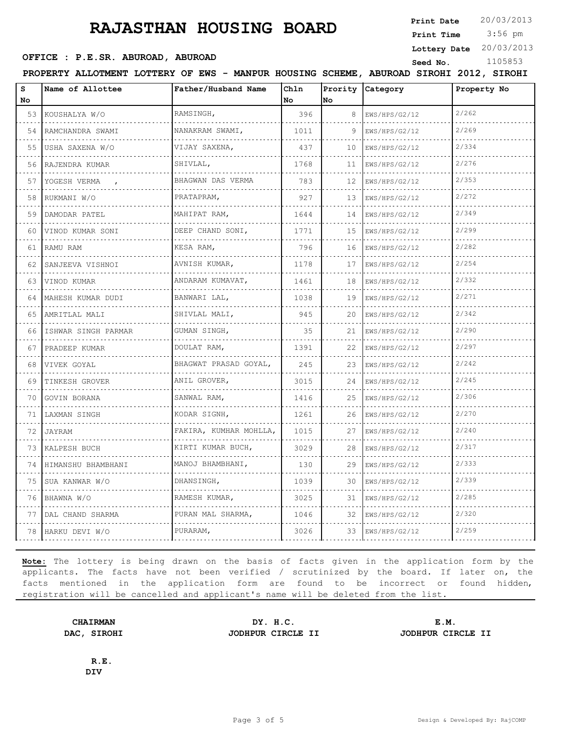# RAJASTHAN HOUSING BOARD

**Print Date** 20/03/2013
**Print Time** 3:56 pm
**Lottery Date** 20/03/2013
**Seed No.** 1105853

**OFFICE : P.E.SR. ABUROAD, ABUROAD**

**PROPERTY ALLOTMENT LOTTERY OF EWS - MANPUR HOUSING SCHEME, ABUROAD SIROHI 2012, SIROHI**

| S No | Name of Allottee | Father/Husband Name | Chln No | Prority No | Category | Property No |
|---|---|---|---|---|---|---|
| 53 | KOUSHALYA W/O | RAMSINGH, | 396 | 8 | EWS/HPS/G2/12 | 2/262 |
| 54 | RAMCHANDRA SWAMI | NANAKRAM SWAMI, | 1011 | 9 | EWS/HPS/G2/12 | 2/269 |
| 55 | USHA SAXENA W/O | VIJAY SAXENA, | 437 | 10 | EWS/HPS/G2/12 | 2/334 |
| 56 | RAJENDRA KUMAR | SHIVLAL, | 1768 | 11 | EWS/HPS/G2/12 | 2/276 |
| 57 | YOGESH VERMA , | BHAGWAN DAS VERMA | 783 | 12 | EWS/HPS/G2/12 | 2/353 |
| 58 | RUKMANI W/O | PRATAPRAM, | 927 | 13 | EWS/HPS/G2/12 | 2/272 |
| 59 | DAMODAR PATEL | MAHIPAT RAM, | 1644 | 14 | EWS/HPS/G2/12 | 2/349 |
| 60 | VINOD KUMAR SONI | DEEP CHAND SONI, | 1771 | 15 | EWS/HPS/G2/12 | 2/299 |
| 61 | RAMU RAM | KESA RAM, | 796 | 16 | EWS/HPS/G2/12 | 2/282 |
| 62 | SANJEEVA VISHNOI | AVNISH KUMAR, | 1178 | 17 | EWS/HPS/G2/12 | 2/254 |
| 63 | VINOD KUMAR | ANDARAM KUMAVAT, | 1461 | 18 | EWS/HPS/G2/12 | 2/332 |
| 64 | MAHESH KUMAR DUDI | BANWARI LAL, | 1038 | 19 | EWS/HPS/G2/12 | 2/271 |
| 65 | AMRITLAL MALI | SHIVLAL MALI, | 945 | 20 | EWS/HPS/G2/12 | 2/342 |
| 66 | ISHWAR SINGH PARMAR | GUMAN SINGH, | 35 | 21 | EWS/HPS/G2/12 | 2/290 |
| 67 | PRADEEP KUMAR | DOULAT RAM, | 1391 | 22 | EWS/HPS/G2/12 | 2/297 |
| 68 | VIVEK GOYAL | BHAGWAT PRASAD GOYAL, | 245 | 23 | EWS/HPS/G2/12 | 2/242 |
| 69 | TINKESH GROVER | ANIL GROVER, | 3015 | 24 | EWS/HPS/G2/12 | 2/245 |
| 70 | GOVIN BORANA | SANWAL RAM, | 1416 | 25 | EWS/HPS/G2/12 | 2/306 |
| 71 | LAXMAN SINGH | KODAR SIGNH, | 1261 | 26 | EWS/HPS/G2/12 | 2/270 |
| 72 | JAYRAM | FAKIRA, KUMHAR MOHLLA, | 1015 | 27 | EWS/HPS/G2/12 | 2/240 |
| 73 | KALPESH BUCH | KIRTI KUMAR BUCH, | 3029 | 28 | EWS/HPS/G2/12 | 2/317 |
| 74 | HIMANSHU BHAMBHANI | MANOJ BHAMBHANI, | 130 | 29 | EWS/HPS/G2/12 | 2/333 |
| 75 | SUA KANWAR W/O | DHANSINGH, | 1039 | 30 | EWS/HPS/G2/12 | 2/339 |
| 76 | BHAWNA W/O | RAMESH KUMAR, | 3025 | 31 | EWS/HPS/G2/12 | 2/285 |
| 77 | DAL CHAND SHARMA | PURAN MAL SHARMA, | 1046 | 32 | EWS/HPS/G2/12 | 2/320 |
| 78 | HARKU DEVI W/O | PURARAM, | 3026 | 33 | EWS/HPS/G2/12 | 2/259 |

**Note:** The lottery is being drawn on the basis of facts given in the application form by the applicants. The facts have not been verified / scrutinized by the board. If later on, the facts mentioned in the application form are found to be incorrect or found hidden, registration will be cancelled and applicant's name will be deleted from the list.

**CHAIRMAN**
**DAC, SIROHI**

**DY. H.C.**
**JODHPUR CIRCLE II**

**E.M.**
**JODHPUR CIRCLE II**

**R.E.**
**DIV**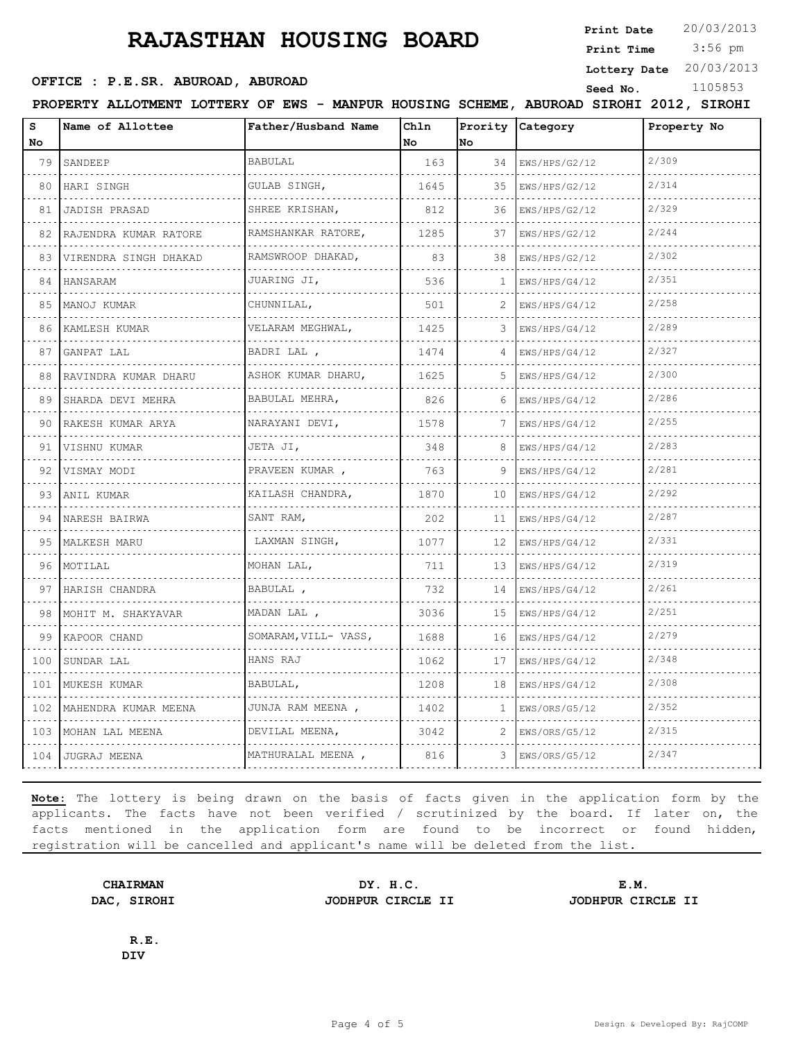# RAJASTHAN HOUSING BOARD

**Print Date** 20/03/2013
**Print Time** 3:56 pm
**Lottery Date** 20/03/2013
**Seed No.** 1105853

**OFFICE : P.E.SR. ABUROAD, ABUROAD**

**PROPERTY ALLOTMENT LOTTERY OF EWS - MANPUR HOUSING SCHEME, ABUROAD SIROHI 2012, SIROHI**

| S No | Name of Allottee | Father/Husband Name | Chln No | Prority No | Category | Property No |
|---|---|---|---|---|---|---|
| 79 | SANDEEP | BABULAL | 163 | 34 | EWS/HPS/G2/12 | 2/309 |
| 80 | HARI SINGH | GULAB SINGH, | 1645 | 35 | EWS/HPS/G2/12 | 2/314 |
| 81 | JADISH PRASAD | SHREE KRISHAN, | 812 | 36 | EWS/HPS/G2/12 | 2/329 |
| 82 | RAJENDRA KUMAR RATORE | RAMSHANKAR RATORE, | 1285 | 37 | EWS/HPS/G2/12 | 2/244 |
| 83 | VIRENDRA SINGH DHAKAD | RAMSWROOP DHAKAD, | 83 | 38 | EWS/HPS/G2/12 | 2/302 |
| 84 | HANSARAM | JUARING JI, | 536 | 1 | EWS/HPS/G4/12 | 2/351 |
| 85 | MANOJ KUMAR | CHUNNILAL, | 501 | 2 | EWS/HPS/G4/12 | 2/258 |
| 86 | KAMLESH KUMAR | VELARAM MEGHWAL, | 1425 | 3 | EWS/HPS/G4/12 | 2/289 |
| 87 | GANPAT LAL | BADRI LAL , | 1474 | 4 | EWS/HPS/G4/12 | 2/327 |
| 88 | RAVINDRA KUMAR DHARU | ASHOK KUMAR DHARU, | 1625 | 5 | EWS/HPS/G4/12 | 2/300 |
| 89 | SHARDA DEVI MEHRA | BABULAL MEHRA, | 826 | 6 | EWS/HPS/G4/12 | 2/286 |
| 90 | RAKESH KUMAR ARYA | NARAYANI DEVI, | 1578 | 7 | EWS/HPS/G4/12 | 2/255 |
| 91 | VISHNU KUMAR | JETA JI, | 348 | 8 | EWS/HPS/G4/12 | 2/283 |
| 92 | VISMAY MODI | PRAVEEN KUMAR , | 763 | 9 | EWS/HPS/G4/12 | 2/281 |
| 93 | ANIL KUMAR | KAILASH CHANDRA, | 1870 | 10 | EWS/HPS/G4/12 | 2/292 |
| 94 | NARESH BAIRWA | SANT RAM, | 202 | 11 | EWS/HPS/G4/12 | 2/287 |
| 95 | MALKESH MARU | LAXMAN SINGH, | 1077 | 12 | EWS/HPS/G4/12 | 2/331 |
| 96 | MOTILAL | MOHAN LAL, | 711 | 13 | EWS/HPS/G4/12 | 2/319 |
| 97 | HARISH CHANDRA | BABULAL , | 732 | 14 | EWS/HPS/G4/12 | 2/261 |
| 98 | MOHIT M. SHAKYAVAR | MADAN LAL , | 3036 | 15 | EWS/HPS/G4/12 | 2/251 |
| 99 | KAPOOR CHAND | SOMARAM,VILL- VASS, | 1688 | 16 | EWS/HPS/G4/12 | 2/279 |
| 100 | SUNDAR LAL | HANS RAJ | 1062 | 17 | EWS/HPS/G4/12 | 2/348 |
| 101 | MUKESH KUMAR | BABULAL, | 1208 | 18 | EWS/HPS/G4/12 | 2/308 |
| 102 | MAHENDRA KUMAR MEENA | JUNJA RAM MEENA , | 1402 | 1 | EWS/ORS/G5/12 | 2/352 |
| 103 | MOHAN LAL MEENA | DEVILAL MEENA, | 3042 | 2 | EWS/ORS/G5/12 | 2/315 |
| 104 | JUGRAJ MEENA | MATHURALAL MEENA , | 816 | 3 | EWS/ORS/G5/12 | 2/347 |

**Note:** The lottery is being drawn on the basis of facts given in the application form by the applicants. The facts have not been verified / scrutinized by the board. If later on, the facts mentioned in the application form are found to be incorrect or found hidden, registration will be cancelled and applicant's name will be deleted from the list.

**CHAIRMAN**
**DAC, SIROHI**

**DY. H.C.**
**JODHPUR CIRCLE II**

**E.M.**
**JODHPUR CIRCLE II**

**R.E.**
**DIV**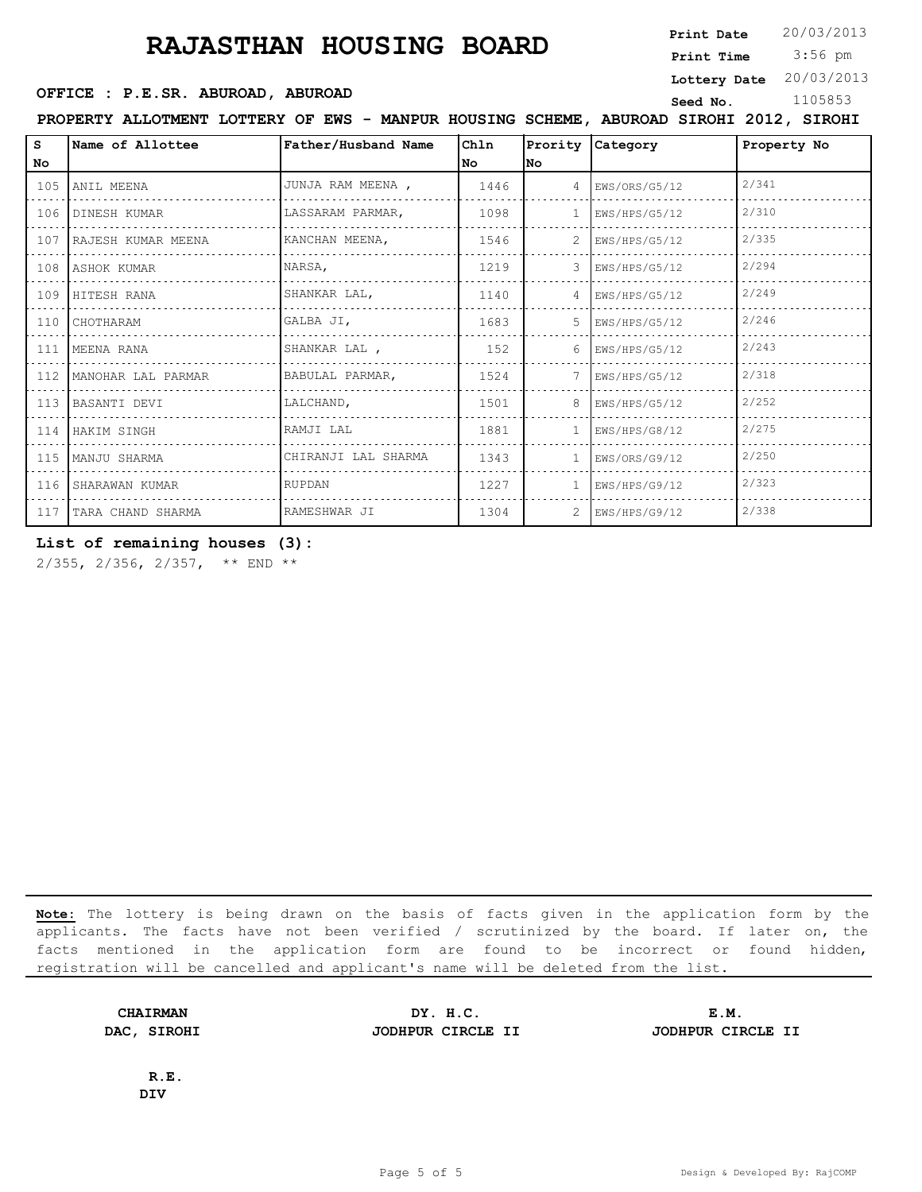# RAJASTHAN HOUSING BOARD

**Print Date** 20/03/2013
**Print Time** 3:56 pm
**Lottery Date** 20/03/2013
**Seed No.** 1105853

**OFFICE : P.E.SR. ABUROAD, ABUROAD**

**PROPERTY ALLOTMENT LOTTERY OF EWS - MANPUR HOUSING SCHEME, ABUROAD SIROHI 2012, SIROHI**

| S No | Name of Allottee | Father/Husband Name | Chln No | Prority No | Category | Property No |
|---|---|---|---|---|---|---|
| 105 | ANIL MEENA | JUNJA RAM MEENA , | 1446 | 4 | EWS/ORS/G5/12 | 2/341 |
| 106 | DINESH KUMAR | LASSARAM PARMAR, | 1098 | 1 | EWS/HPS/G5/12 | 2/310 |
| 107 | RAJESH KUMAR MEENA | KANCHAN MEENA, | 1546 | 2 | EWS/HPS/G5/12 | 2/335 |
| 108 | ASHOK KUMAR | NARSA, | 1219 | 3 | EWS/HPS/G5/12 | 2/294 |
| 109 | HITESH RANA | SHANKAR LAL, | 1140 | 4 | EWS/HPS/G5/12 | 2/249 |
| 110 | CHOTHARAM | GALBA JI, | 1683 | 5 | EWS/HPS/G5/12 | 2/246 |
| 111 | MEENA RANA | SHANKAR LAL , | 152 | 6 | EWS/HPS/G5/12 | 2/243 |
| 112 | MANOHAR LAL PARMAR | BABULAL PARMAR, | 1524 | 7 | EWS/HPS/G5/12 | 2/318 |
| 113 | BASANTI DEVI | LALCHAND, | 1501 | 8 | EWS/HPS/G5/12 | 2/252 |
| 114 | HAKIM SINGH | RAMJI LAL | 1881 | 1 | EWS/HPS/G8/12 | 2/275 |
| 115 | MANJU SHARMA | CHIRANJI LAL SHARMA | 1343 | 1 | EWS/ORS/G9/12 | 2/250 |
| 116 | SHARAWAN KUMAR | RUPDAN | 1227 | 1 | EWS/HPS/G9/12 | 2/323 |
| 117 | TARA CHAND SHARMA | RAMESHWAR JI | 1304 | 2 | EWS/HPS/G9/12 | 2/338 |

**List of remaining houses (3):**

2/355, 2/356, 2/357, ** END **

**Note:** The lottery is being drawn on the basis of facts given in the application form by the applicants. The facts have not been verified / scrutinized by the board. If later on, the facts mentioned in the application form are found to be incorrect or found hidden, registration will be cancelled and applicant's name will be deleted from the list.

**CHAIRMAN**
**DAC, SIROHI**

**DY. H.C.**
**JODHPUR CIRCLE II**

**E.M.**
**JODHPUR CIRCLE II**

**R.E.**
**DIV**

Design & Developed By: RajCOMP